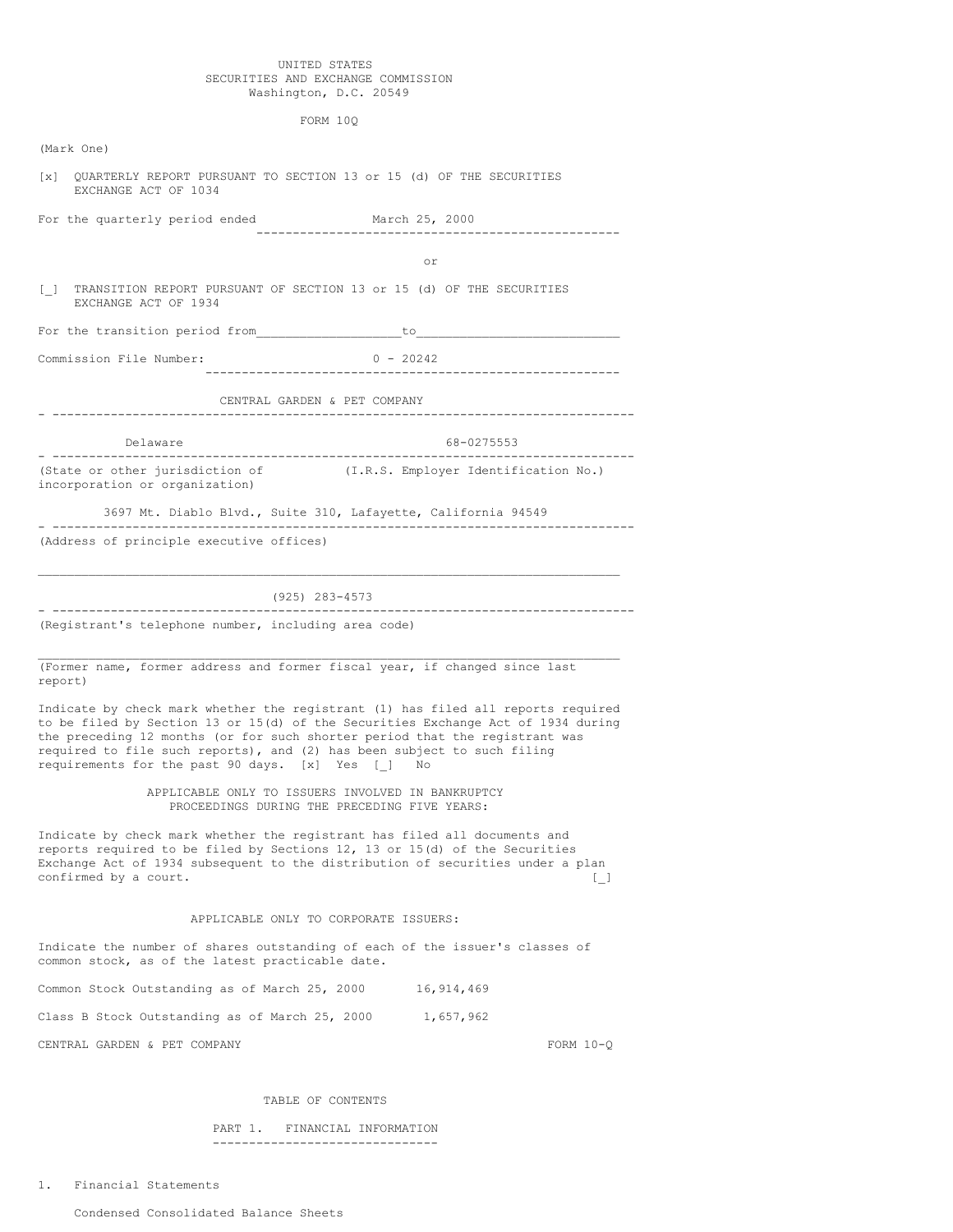UNITED STATES
SECURITIES AND EXCHANGE COMMISSION
Washington, D.C. 20549

FORM 10Q

(Mark One)

[x] QUARTERLY REPORT PURSUANT TO SECTION 13 or 15 (d) OF THE SECURITIES EXCHANGE ACT OF 1034

For the quarterly period ended March 25, 2000

or

[_] TRANSITION REPORT PURSUANT OF SECTION 13 or 15 (d) OF THE SECURITIES EXCHANGE ACT OF 1934

For the transition period from___________________to__________________________

Commission File Number: 0 - 20242

CENTRAL GARDEN & PET COMPANY

| Delaware | 68-0275553 |
|---|---|
| (State or other jurisdiction of incorporation or organization) | (I.R.S. Employer Identification No.) |

3697 Mt. Diablo Blvd., Suite 310, Lafayette, California 94549

(Address of principle executive offices)

(925) 283-4573

(Registrant's telephone number, including area code)

(Former name, former address and former fiscal year, if changed since last report)

Indicate by check mark whether the registrant (1) has filed all reports required to be filed by Section 13 or 15(d) of the Securities Exchange Act of 1934 during the preceding 12 months (or for such shorter period that the registrant was required to file such reports), and (2) has been subject to such filing requirements for the past 90 days. [x] Yes [_] No

APPLICABLE ONLY TO ISSUERS INVOLVED IN BANKRUPTCY PROCEEDINGS DURING THE PRECEDING FIVE YEARS:

Indicate by check mark whether the registrant has filed all documents and reports required to be filed by Sections 12, 13 or 15(d) of the Securities Exchange Act of 1934 subsequent to the distribution of securities under a plan confirmed by a court. [_]

APPLICABLE ONLY TO CORPORATE ISSUERS:

Indicate the number of shares outstanding of each of the issuer's classes of common stock, as of the latest practicable date.

Common Stock Outstanding as of March 25, 2000 16,914,469

Class B Stock Outstanding as of March 25, 2000 1,657,962

CENTRAL GARDEN & PET COMPANY FORM 10-Q

TABLE OF CONTENTS

PART 1. FINANCIAL INFORMATION

1. Financial Statements

Condensed Consolidated Balance Sheets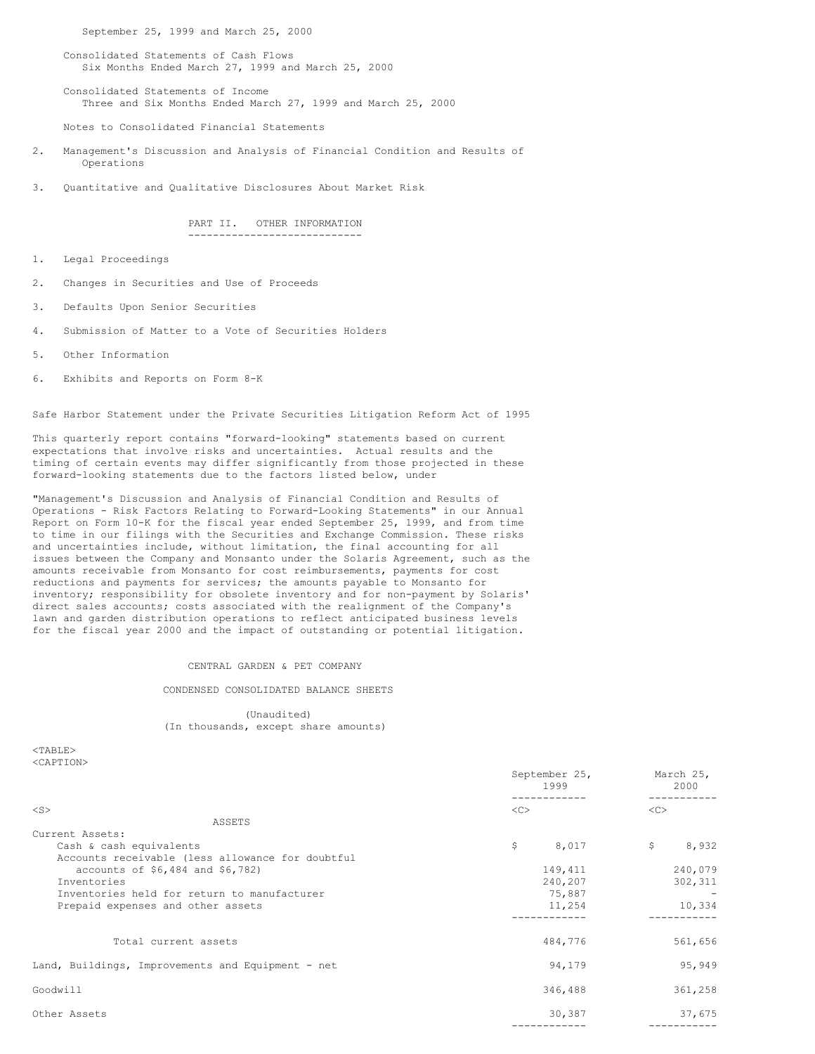September 25, 1999 and March 25, 2000

Consolidated Statements of Cash Flows
Six Months Ended March 27, 1999 and March 25, 2000

Consolidated Statements of Income
Three and Six Months Ended March 27, 1999 and March 25, 2000

Notes to Consolidated Financial Statements

2. Management's Discussion and Analysis of Financial Condition and Results of Operations

3. Quantitative and Qualitative Disclosures About Market Risk

## PART II. OTHER INFORMATION

1. Legal Proceedings
2. Changes in Securities and Use of Proceeds
3. Defaults Upon Senior Securities
4. Submission of Matter to a Vote of Securities Holders
5. Other Information
6. Exhibits and Reports on Form 8-K

Safe Harbor Statement under the Private Securities Litigation Reform Act of 1995

This quarterly report contains "forward-looking" statements based on current expectations that involve risks and uncertainties. Actual results and the timing of certain events may differ significantly from those projected in these forward-looking statements due to the factors listed below, under

"Management's Discussion and Analysis of Financial Condition and Results of Operations - Risk Factors Relating to Forward-Looking Statements" in our Annual Report on Form 10-K for the fiscal year ended September 25, 1999, and from time to time in our filings with the Securities and Exchange Commission. These risks and uncertainties include, without limitation, the final accounting for all issues between the Company and Monsanto under the Solaris Agreement, such as the amounts receivable from Monsanto for cost reimbursements, payments for cost reductions and payments for services; the amounts payable to Monsanto for inventory; responsibility for obsolete inventory and for non-payment by Solaris' direct sales accounts; costs associated with the realignment of the Company's lawn and garden distribution operations to reflect anticipated business levels for the fiscal year 2000 and the impact of outstanding or potential litigation.

## CENTRAL GARDEN & PET COMPANY

### CONDENSED CONSOLIDATED BALANCE SHEETS

(Unaudited)
(In thousands, except share amounts)

| | September 25, 1999 | March 25, 2000 |
|---|---|---|
| **ASSETS** | | |
| Current Assets: | | |
| Cash & cash equivalents | $ 8,017 | $ 8,932 |
| Accounts receivable (less allowance for doubtful accounts of $6,484 and $6,782) | 149,411 | 240,079 |
| Inventories | 240,207 | 302,311 |
| Inventories held for return to manufacturer | 75,887 | - |
| Prepaid expenses and other assets | 11,254 | 10,334 |
| Total current assets | 484,776 | 561,656 |
| Land, Buildings, Improvements and Equipment - net | 94,179 | 95,949 |
| Goodwill | 346,488 | 361,258 |
| Other Assets | 30,387 | 37,675 |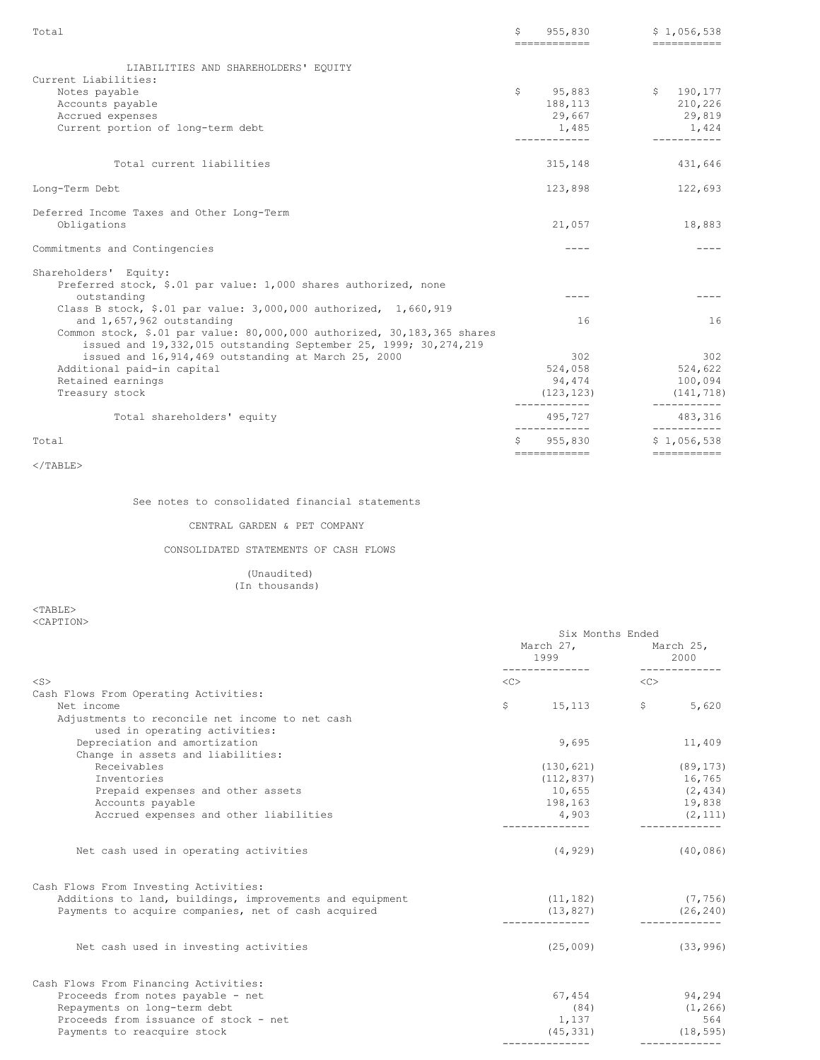| | | |
|---|---|---|
| Total | $ 955,830 | $ 1,056,538 |

| LIABILITIES AND SHAREHOLDERS' EQUITY | | |
|---|---|---|
| Current Liabilities: | | |
| Notes payable | $ 95,883 | $ 190,177 |
| Accounts payable | 188,113 | 210,226 |
| Accrued expenses | 29,667 | 29,819 |
| Current portion of long-term debt | 1,485 | 1,424 |
| Total current liabilities | 315,148 | 431,646 |
| Long-Term Debt | 123,898 | 122,693 |
| Deferred Income Taxes and Other Long-Term Obligations | 21,057 | 18,883 |
| Commitments and Contingencies | ---- | ---- |
| Shareholders' Equity: | | |
| Preferred stock, $.01 par value: 1,000 shares authorized, none outstanding | ---- | ---- |
| Class B stock, $.01 par value: 3,000,000 authorized, 1,660,919 and 1,657,962 outstanding | 16 | 16 |
| Common stock, $.01 par value: 80,000,000 authorized, 30,183,365 shares issued and 19,332,015 outstanding September 25, 1999; 30,274,219 issued and 16,914,469 outstanding at March 25, 2000 | 302 | 302 |
| Additional paid-in capital | 524,058 | 524,622 |
| Retained earnings | 94,474 | 100,094 |
| Treasury stock | (123,123) | (141,718) |
| Total shareholders' equity | 495,727 | 483,316 |
| Total | $ 955,830 | $ 1,056,538 |

See notes to consolidated financial statements

CENTRAL GARDEN & PET COMPANY

CONSOLIDATED STATEMENTS OF CASH FLOWS

(Unaudited)
(In thousands)

| | Six Months Ended March 27, 1999 | Six Months Ended March 25, 2000 |
|---|---|---|
| Cash Flows From Operating Activities: | | |
| Net income | $ 15,113 | $ 5,620 |
| Adjustments to reconcile net income to net cash used in operating activities: | | |
| Depreciation and amortization | 9,695 | 11,409 |
| Change in assets and liabilities: | | |
| Receivables | (130,621) | (89,173) |
| Inventories | (112,837) | 16,765 |
| Prepaid expenses and other assets | 10,655 | (2,434) |
| Accounts payable | 198,163 | 19,838 |
| Accrued expenses and other liabilities | 4,903 | (2,111) |
| Net cash used in operating activities | (4,929) | (40,086) |
| Cash Flows From Investing Activities: | | |
| Additions to land, buildings, improvements and equipment | (11,182) | (7,756) |
| Payments to acquire companies, net of cash acquired | (13,827) | (26,240) |
| Net cash used in investing activities | (25,009) | (33,996) |
| Cash Flows From Financing Activities: | | |
| Proceeds from notes payable - net | 67,454 | 94,294 |
| Repayments on long-term debt | (84) | (1,266) |
| Proceeds from issuance of stock - net | 1,137 | 564 |
| Payments to reacquire stock | (45,331) | (18,595) |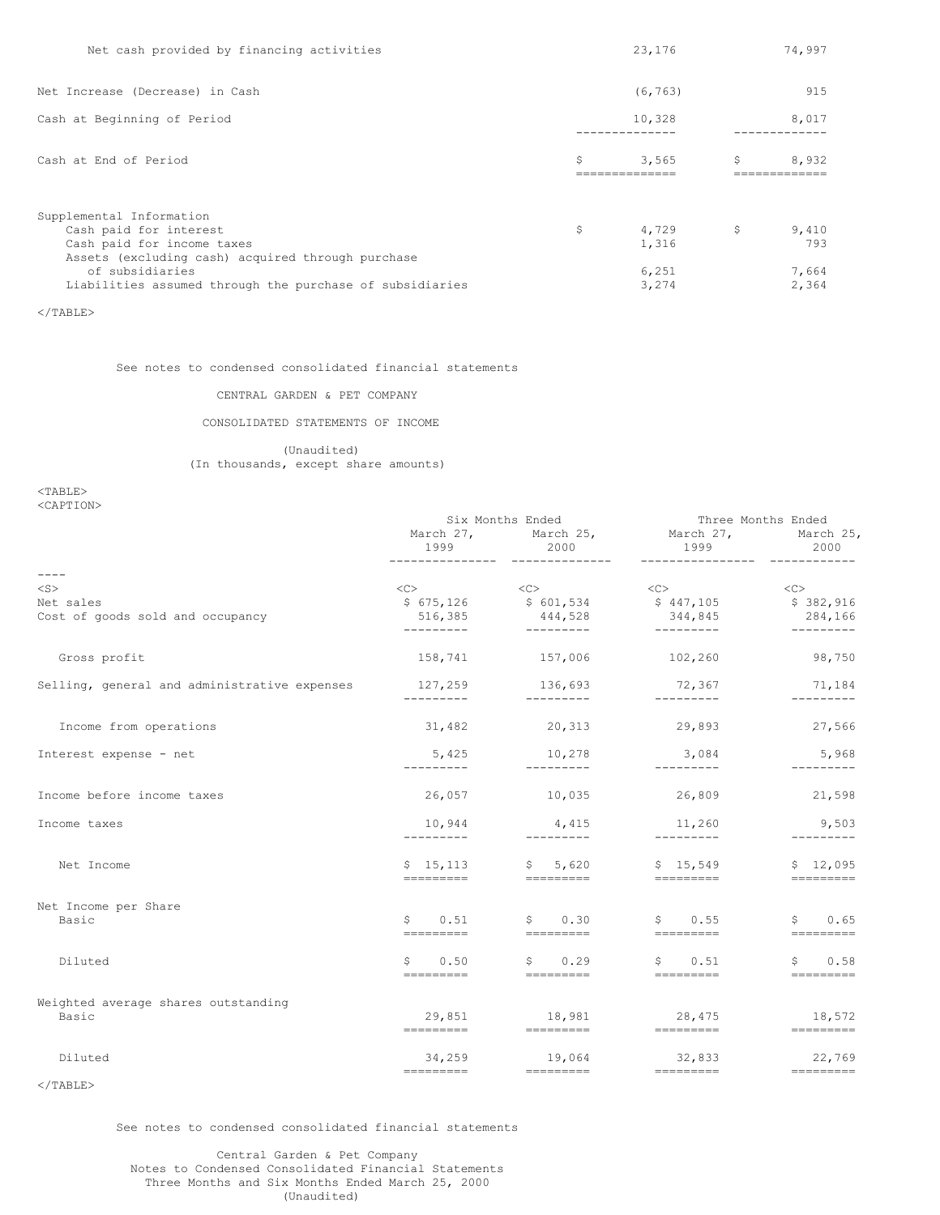| | | |
|---|---|---|
| Net cash provided by financing activities | 23,176 | 74,997 |
| Net Increase (Decrease) in Cash | (6,763) | 915 |
| Cash at Beginning of Period | 10,328 | 8,017 |
| Cash at End of Period | $ 3,565 | $ 8,932 |
| Supplemental Information | | |
| Cash paid for interest | $ 4,729 | $ 9,410 |
| Cash paid for income taxes | 1,316 | 793 |
| Assets (excluding cash) acquired through purchase of subsidiaries | 6,251 | 7,664 |
| Liabilities assumed through the purchase of subsidiaries | 3,274 | 2,364 |

See notes to condensed consolidated financial statements

CENTRAL GARDEN & PET COMPANY

CONSOLIDATED STATEMENTS OF INCOME

(Unaudited)
(In thousands, except share amounts)

| | Six Months Ended | | Three Months Ended | |
|---|---|---|---|---|
| | March 27, 1999 | March 25, 2000 | March 27, 1999 | March 25, 2000 |
| Net sales | $ 675,126 | $ 601,534 | $ 447,105 | $ 382,916 |
| Cost of goods sold and occupancy | 516,385 | 444,528 | 344,845 | 284,166 |
| Gross profit | 158,741 | 157,006 | 102,260 | 98,750 |
| Selling, general and administrative expenses | 127,259 | 136,693 | 72,367 | 71,184 |
| Income from operations | 31,482 | 20,313 | 29,893 | 27,566 |
| Interest expense - net | 5,425 | 10,278 | 3,084 | 5,968 |
| Income before income taxes | 26,057 | 10,035 | 26,809 | 21,598 |
| Income taxes | 10,944 | 4,415 | 11,260 | 9,503 |
| Net Income | $ 15,113 | $ 5,620 | $ 15,549 | $ 12,095 |
| Net Income per Share | | | | |
| Basic | $ 0.51 | $ 0.30 | $ 0.55 | $ 0.65 |
| Diluted | $ 0.50 | $ 0.29 | $ 0.51 | $ 0.58 |
| Weighted average shares outstanding | | | | |
| Basic | 29,851 | 18,981 | 28,475 | 18,572 |
| Diluted | 34,259 | 19,064 | 32,833 | 22,769 |

See notes to condensed consolidated financial statements

Central Garden & Pet Company
Notes to Condensed Consolidated Financial Statements
Three Months and Six Months Ended March 25, 2000
(Unaudited)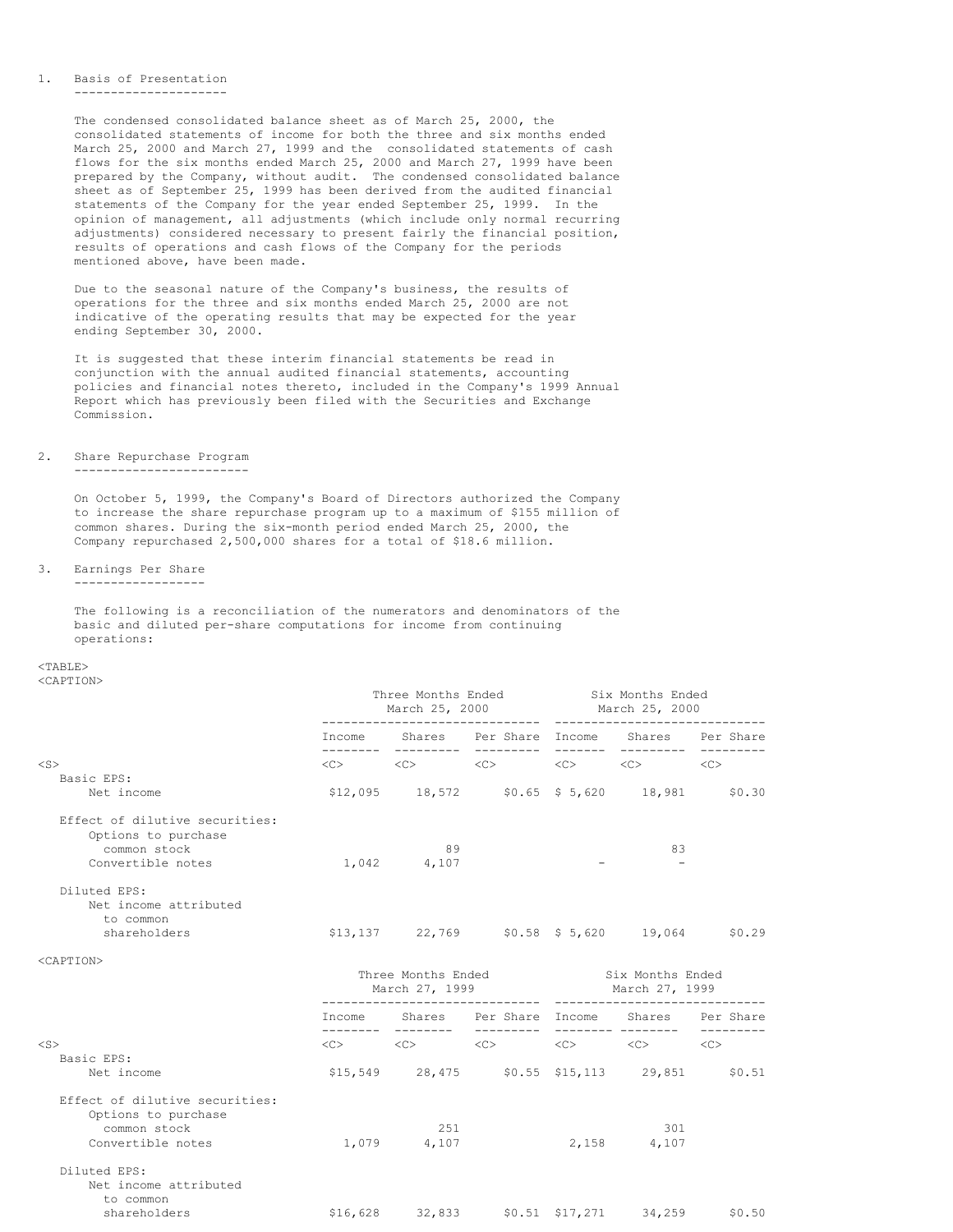1. Basis of Presentation

The condensed consolidated balance sheet as of March 25, 2000, the consolidated statements of income for both the three and six months ended March 25, 2000 and March 27, 1999 and the consolidated statements of cash flows for the six months ended March 25, 2000 and March 27, 1999 have been prepared by the Company, without audit. The condensed consolidated balance sheet as of September 25, 1999 has been derived from the audited financial statements of the Company for the year ended September 25, 1999. In the opinion of management, all adjustments (which include only normal recurring adjustments) considered necessary to present fairly the financial position, results of operations and cash flows of the Company for the periods mentioned above, have been made.

Due to the seasonal nature of the Company's business, the results of operations for the three and six months ended March 25, 2000 are not indicative of the operating results that may be expected for the year ending September 30, 2000.

It is suggested that these interim financial statements be read in conjunction with the annual audited financial statements, accounting policies and financial notes thereto, included in the Company's 1999 Annual Report which has previously been filed with the Securities and Exchange Commission.

2. Share Repurchase Program

On October 5, 1999, the Company's Board of Directors authorized the Company to increase the share repurchase program up to a maximum of $155 million of common shares. During the six-month period ended March 25, 2000, the Company repurchased 2,500,000 shares for a total of $18.6 million.

3. Earnings Per Share

The following is a reconciliation of the numerators and denominators of the basic and diluted per-share computations for income from continuing operations:

| | Three Months Ended March 25, 2000 | | | Six Months Ended March 25, 2000 | | |
|---|---|---|---|---|---|---|
| | Income | Shares | Per Share | Income | Shares | Per Share |
| Basic EPS: | | | | | | |
| Net income | $12,095 | 18,572 | $0.65 | $ 5,620 | 18,981 | $0.30 |
| Effect of dilutive securities: | | | | | | |
| Options to purchase common stock | | 89 | | | 83 | |
| Convertible notes | 1,042 | 4,107 | | - | - | |
| Diluted EPS: | | | | | | |
| Net income attributed to common shareholders | $13,137 | 22,769 | $0.58 | $ 5,620 | 19,064 | $0.29 |

| | Three Months Ended March 27, 1999 | | | Six Months Ended March 27, 1999 | | |
|---|---|---|---|---|---|---|
| | Income | Shares | Per Share | Income | Shares | Per Share |
| Basic EPS: | | | | | | |
| Net income | $15,549 | 28,475 | $0.55 | $15,113 | 29,851 | $0.51 |
| Effect of dilutive securities: | | | | | | |
| Options to purchase common stock | | 251 | | | 301 | |
| Convertible notes | 1,079 | 4,107 | | 2,158 | 4,107 | |
| Diluted EPS: | | | | | | |
| Net income attributed to common shareholders | $16,628 | 32,833 | $0.51 | $17,271 | 34,259 | $0.50 |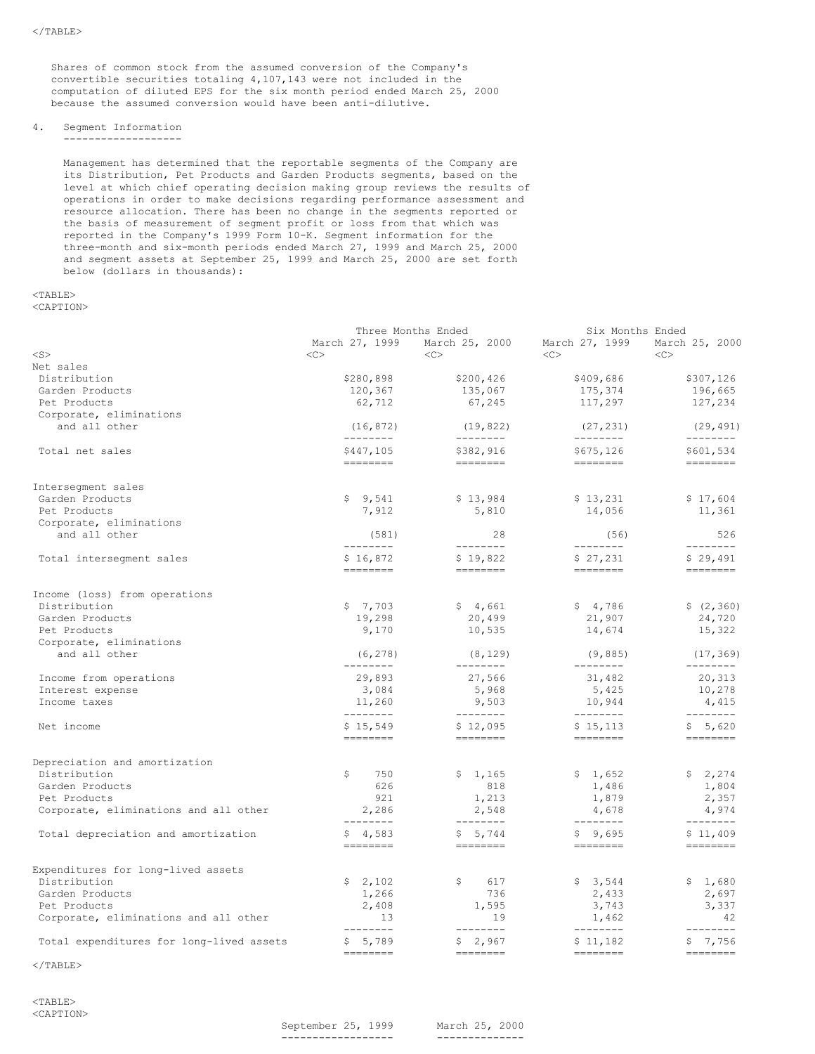Shares of common stock from the assumed conversion of the Company's convertible securities totaling 4,107,143 were not included in the computation of diluted EPS for the six month period ended March 25, 2000 because the assumed conversion would have been anti-dilutive.

## 4. Segment Information

Management has determined that the reportable segments of the Company are its Distribution, Pet Products and Garden Products segments, based on the level at which chief operating decision making group reviews the results of operations in order to make decisions regarding performance assessment and resource allocation. There has been no change in the segments reported or the basis of measurement of segment profit or loss from that which was reported in the Company's 1999 Form 10-K. Segment information for the three-month and six-month periods ended March 27, 1999 and March 25, 2000 and segment assets at September 25, 1999 and March 25, 2000 are set forth below (dollars in thousands):

| | Three Months Ended | | Six Months Ended | |
|---|---|---|---|---|
| | March 27, 1999 | March 25, 2000 | March 27, 1999 | March 25, 2000 |
| **Net sales** | | | | |
| Distribution | $280,898 | $200,426 | $409,686 | $307,126 |
| Garden Products | 120,367 | 135,067 | 175,374 | 196,665 |
| Pet Products | 62,712 | 67,245 | 117,297 | 127,234 |
| Corporate, eliminations and all other | (16,872) | (19,822) | (27,231) | (29,491) |
| Total net sales | $447,105 | $382,916 | $675,126 | $601,534 |
| **Intersegment sales** | | | | |
| Garden Products | $ 9,541 | $ 13,984 | $ 13,231 | $ 17,604 |
| Pet Products | 7,912 | 5,810 | 14,056 | 11,361 |
| Corporate, eliminations and all other | (581) | 28 | (56) | 526 |
| Total intersegment sales | $ 16,872 | $ 19,822 | $ 27,231 | $ 29,491 |
| **Income (loss) from operations** | | | | |
| Distribution | $ 7,703 | $ 4,661 | $ 4,786 | $ (2,360) |
| Garden Products | 19,298 | 20,499 | 21,907 | 24,720 |
| Pet Products | 9,170 | 10,535 | 14,674 | 15,322 |
| Corporate, eliminations and all other | (6,278) | (8,129) | (9,885) | (17,369) |
| Income from operations | 29,893 | 27,566 | 31,482 | 20,313 |
| Interest expense | 3,084 | 5,968 | 5,425 | 10,278 |
| Income taxes | 11,260 | 9,503 | 10,944 | 4,415 |
| Net income | $ 15,549 | $ 12,095 | $ 15,113 | $ 5,620 |
| **Depreciation and amortization** | | | | |
| Distribution | $ 750 | $ 1,165 | $ 1,652 | $ 2,274 |
| Garden Products | 626 | 818 | 1,486 | 1,804 |
| Pet Products | 921 | 1,213 | 1,879 | 2,357 |
| Corporate, eliminations and all other | 2,286 | 2,548 | 4,678 | 4,974 |
| Total depreciation and amortization | $ 4,583 | $ 5,744 | $ 9,695 | $ 11,409 |
| **Expenditures for long-lived assets** | | | | |
| Distribution | $ 2,102 | $ 617 | $ 3,544 | $ 1,680 |
| Garden Products | 1,266 | 736 | 2,433 | 2,697 |
| Pet Products | 2,408 | 1,595 | 3,743 | 3,337 |
| Corporate, eliminations and all other | 13 | 19 | 1,462 | 42 |
| Total expenditures for long-lived assets | $ 5,789 | $ 2,967 | $ 11,182 | $ 7,756 |

| | September 25, 1999 | March 25, 2000 |
|---|---|---|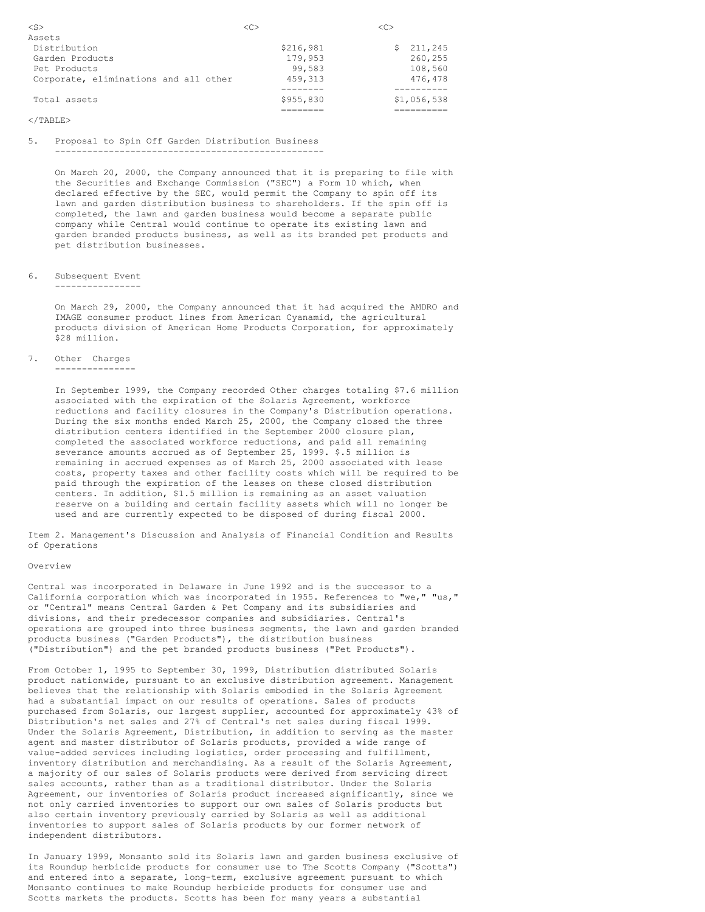| | | |
|---|---|---|
| Assets | | |
| Distribution | $216,981 | $ 211,245 |
| Garden Products | 179,953 | 260,255 |
| Pet Products | 99,583 | 108,560 |
| Corporate, eliminations and all other | 459,313 | 476,478 |
| Total assets | $955,830 | $1,056,538 |

5. Proposal to Spin Off Garden Distribution Business

On March 20, 2000, the Company announced that it is preparing to file with the Securities and Exchange Commission ("SEC") a Form 10 which, when declared effective by the SEC, would permit the Company to spin off its lawn and garden distribution business to shareholders. If the spin off is completed, the lawn and garden business would become a separate public company while Central would continue to operate its existing lawn and garden branded products business, as well as its branded pet products and pet distribution businesses.

6. Subsequent Event

On March 29, 2000, the Company announced that it had acquired the AMDRO and IMAGE consumer product lines from American Cyanamid, the agricultural products division of American Home Products Corporation, for approximately $28 million.

7. Other Charges

In September 1999, the Company recorded Other charges totaling $7.6 million associated with the expiration of the Solaris Agreement, workforce reductions and facility closures in the Company's Distribution operations. During the six months ended March 25, 2000, the Company closed the three distribution centers identified in the September 2000 closure plan, completed the associated workforce reductions, and paid all remaining severance amounts accrued as of September 25, 1999. $.5 million is remaining in accrued expenses as of March 25, 2000 associated with lease costs, property taxes and other facility costs which will be required to be paid through the expiration of the leases on these closed distribution centers. In addition, $1.5 million is remaining as an asset valuation reserve on a building and certain facility assets which will no longer be used and are currently expected to be disposed of during fiscal 2000.

## Item 2. Management's Discussion and Analysis of Financial Condition and Results of Operations

### Overview

Central was incorporated in Delaware in June 1992 and is the successor to a California corporation which was incorporated in 1955. References to "we," "us," or "Central" means Central Garden & Pet Company and its subsidiaries and divisions, and their predecessor companies and subsidiaries. Central's operations are grouped into three business segments, the lawn and garden branded products business ("Garden Products"), the distribution business ("Distribution") and the pet branded products business ("Pet Products").

From October 1, 1995 to September 30, 1999, Distribution distributed Solaris product nationwide, pursuant to an exclusive distribution agreement. Management believes that the relationship with Solaris embodied in the Solaris Agreement had a substantial impact on our results of operations. Sales of products purchased from Solaris, our largest supplier, accounted for approximately 43% of Distribution's net sales and 27% of Central's net sales during fiscal 1999. Under the Solaris Agreement, Distribution, in addition to serving as the master agent and master distributor of Solaris products, provided a wide range of value-added services including logistics, order processing and fulfillment, inventory distribution and merchandising. As a result of the Solaris Agreement, a majority of our sales of Solaris products were derived from servicing direct sales accounts, rather than as a traditional distributor. Under the Solaris Agreement, our inventories of Solaris product increased significantly, since we not only carried inventories to support our own sales of Solaris products but also certain inventory previously carried by Solaris as well as additional inventories to support sales of Solaris products by our former network of independent distributors.

In January 1999, Monsanto sold its Solaris lawn and garden business exclusive of its Roundup herbicide products for consumer use to The Scotts Company ("Scotts") and entered into a separate, long-term, exclusive agreement pursuant to which Monsanto continues to make Roundup herbicide products for consumer use and Scotts markets the products. Scotts has been for many years a substantial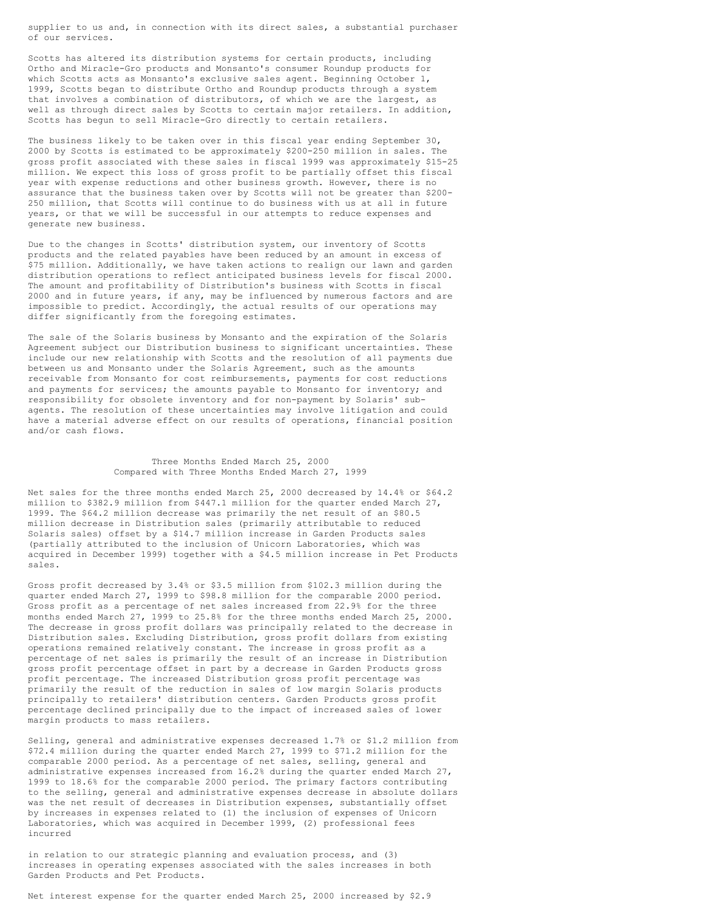supplier to us and, in connection with its direct sales, a substantial purchaser of our services.

Scotts has altered its distribution systems for certain products, including Ortho and Miracle-Gro products and Monsanto's consumer Roundup products for which Scotts acts as Monsanto's exclusive sales agent. Beginning October 1, 1999, Scotts began to distribute Ortho and Roundup products through a system that involves a combination of distributors, of which we are the largest, as well as through direct sales by Scotts to certain major retailers. In addition, Scotts has begun to sell Miracle-Gro directly to certain retailers.

The business likely to be taken over in this fiscal year ending September 30, 2000 by Scotts is estimated to be approximately $200-250 million in sales. The gross profit associated with these sales in fiscal 1999 was approximately $15-25 million. We expect this loss of gross profit to be partially offset this fiscal year with expense reductions and other business growth. However, there is no assurance that the business taken over by Scotts will not be greater than $200-250 million, that Scotts will continue to do business with us at all in future years, or that we will be successful in our attempts to reduce expenses and generate new business.

Due to the changes in Scotts' distribution system, our inventory of Scotts products and the related payables have been reduced by an amount in excess of $75 million. Additionally, we have taken actions to realign our lawn and garden distribution operations to reflect anticipated business levels for fiscal 2000. The amount and profitability of Distribution's business with Scotts in fiscal 2000 and in future years, if any, may be influenced by numerous factors and are impossible to predict. Accordingly, the actual results of our operations may differ significantly from the foregoing estimates.

The sale of the Solaris business by Monsanto and the expiration of the Solaris Agreement subject our Distribution business to significant uncertainties. These include our new relationship with Scotts and the resolution of all payments due between us and Monsanto under the Solaris Agreement, such as the amounts receivable from Monsanto for cost reimbursements, payments for cost reductions and payments for services; the amounts payable to Monsanto for inventory; and responsibility for obsolete inventory and for non-payment by Solaris' sub-agents. The resolution of these uncertainties may involve litigation and could have a material adverse effect on our results of operations, financial position and/or cash flows.

### Three Months Ended March 25, 2000 Compared with Three Months Ended March 27, 1999

Net sales for the three months ended March 25, 2000 decreased by 14.4% or $64.2 million to $382.9 million from $447.1 million for the quarter ended March 27, 1999. The $64.2 million decrease was primarily the net result of an $80.5 million decrease in Distribution sales (primarily attributable to reduced Solaris sales) offset by a $14.7 million increase in Garden Products sales (partially attributed to the inclusion of Unicorn Laboratories, which was acquired in December 1999) together with a $4.5 million increase in Pet Products sales.

Gross profit decreased by 3.4% or $3.5 million from $102.3 million during the quarter ended March 27, 1999 to $98.8 million for the comparable 2000 period. Gross profit as a percentage of net sales increased from 22.9% for the three months ended March 27, 1999 to 25.8% for the three months ended March 25, 2000. The decrease in gross profit dollars was principally related to the decrease in Distribution sales. Excluding Distribution, gross profit dollars from existing operations remained relatively constant. The increase in gross profit as a percentage of net sales is primarily the result of an increase in Distribution gross profit percentage offset in part by a decrease in Garden Products gross profit percentage. The increased Distribution gross profit percentage was primarily the result of the reduction in sales of low margin Solaris products principally to retailers' distribution centers. Garden Products gross profit percentage declined principally due to the impact of increased sales of lower margin products to mass retailers.

Selling, general and administrative expenses decreased 1.7% or $1.2 million from $72.4 million during the quarter ended March 27, 1999 to $71.2 million for the comparable 2000 period. As a percentage of net sales, selling, general and administrative expenses increased from 16.2% during the quarter ended March 27, 1999 to 18.6% for the comparable 2000 period. The primary factors contributing to the selling, general and administrative expenses decrease in absolute dollars was the net result of decreases in Distribution expenses, substantially offset by increases in expenses related to (1) the inclusion of expenses of Unicorn Laboratories, which was acquired in December 1999, (2) professional fees incurred in relation to our strategic planning and evaluation process, and (3) increases in operating expenses associated with the sales increases in both Garden Products and Pet Products.

Net interest expense for the quarter ended March 25, 2000 increased by $2.9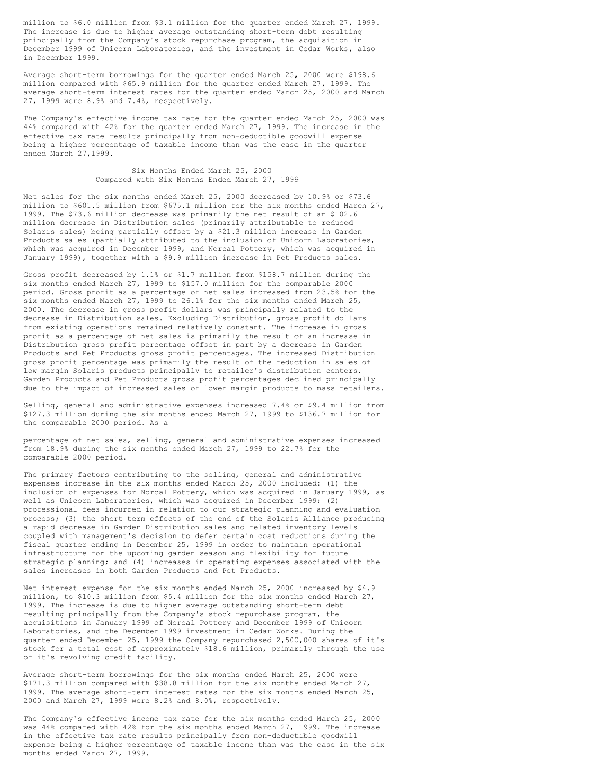million to $6.0 million from $3.1 million for the quarter ended March 27, 1999. The increase is due to higher average outstanding short-term debt resulting principally from the Company's stock repurchase program, the acquisition in December 1999 of Unicorn Laboratories, and the investment in Cedar Works, also in December 1999.

Average short-term borrowings for the quarter ended March 25, 2000 were $198.6 million compared with $65.9 million for the quarter ended March 27, 1999. The average short-term interest rates for the quarter ended March 25, 2000 and March 27, 1999 were 8.9% and 7.4%, respectively.

The Company's effective income tax rate for the quarter ended March 25, 2000 was 44% compared with 42% for the quarter ended March 27, 1999. The increase in the effective tax rate results principally from non-deductible goodwill expense being a higher percentage of taxable income than was the case in the quarter ended March 27,1999.

Six Months Ended March 25, 2000
Compared with Six Months Ended March 27, 1999

Net sales for the six months ended March 25, 2000 decreased by 10.9% or $73.6 million to $601.5 million from $675.1 million for the six months ended March 27, 1999. The $73.6 million decrease was primarily the net result of an $102.6 million decrease in Distribution sales (primarily attributable to reduced Solaris sales) being partially offset by a $21.3 million increase in Garden Products sales (partially attributed to the inclusion of Unicorn Laboratories, which was acquired in December 1999, and Norcal Pottery, which was acquired in January 1999), together with a $9.9 million increase in Pet Products sales.

Gross profit decreased by 1.1% or $1.7 million from $158.7 million during the six months ended March 27, 1999 to $157.0 million for the comparable 2000 period. Gross profit as a percentage of net sales increased from 23.5% for the six months ended March 27, 1999 to 26.1% for the six months ended March 25, 2000. The decrease in gross profit dollars was principally related to the decrease in Distribution sales. Excluding Distribution, gross profit dollars from existing operations remained relatively constant. The increase in gross profit as a percentage of net sales is primarily the result of an increase in Distribution gross profit percentage offset in part by a decrease in Garden Products and Pet Products gross profit percentages. The increased Distribution gross profit percentage was primarily the result of the reduction in sales of low margin Solaris products principally to retailer's distribution centers. Garden Products and Pet Products gross profit percentages declined principally due to the impact of increased sales of lower margin products to mass retailers.

Selling, general and administrative expenses increased 7.4% or $9.4 million from $127.3 million during the six months ended March 27, 1999 to $136.7 million for the comparable 2000 period. As a percentage of net sales, selling, general and administrative expenses increased from 18.9% during the six months ended March 27, 1999 to 22.7% for the comparable 2000 period.

The primary factors contributing to the selling, general and administrative expenses increase in the six months ended March 25, 2000 included: (1) the inclusion of expenses for Norcal Pottery, which was acquired in January 1999, as well as Unicorn Laboratories, which was acquired in December 1999; (2) professional fees incurred in relation to our strategic planning and evaluation process; (3) the short term effects of the end of the Solaris Alliance producing a rapid decrease in Garden Distribution sales and related inventory levels coupled with management's decision to defer certain cost reductions during the fiscal quarter ending in December 25, 1999 in order to maintain operational infrastructure for the upcoming garden season and flexibility for future strategic planning; and (4) increases in operating expenses associated with the sales increases in both Garden Products and Pet Products.

Net interest expense for the six months ended March 25, 2000 increased by $4.9 million, to $10.3 million from $5.4 million for the six months ended March 27, 1999. The increase is due to higher average outstanding short-term debt resulting principally from the Company's stock repurchase program, the acquisitions in January 1999 of Norcal Pottery and December 1999 of Unicorn Laboratories, and the December 1999 investment in Cedar Works. During the quarter ended December 25, 1999 the Company repurchased 2,500,000 shares of it's stock for a total cost of approximately $18.6 million, primarily through the use of it's revolving credit facility.

Average short-term borrowings for the six months ended March 25, 2000 were $171.3 million compared with $38.8 million for the six months ended March 27, 1999. The average short-term interest rates for the six months ended March 25, 2000 and March 27, 1999 were 8.2% and 8.0%, respectively.

The Company's effective income tax rate for the six months ended March 25, 2000 was 44% compared with 42% for the six months ended March 27, 1999. The increase in the effective tax rate results principally from non-deductible goodwill expense being a higher percentage of taxable income than was the case in the six months ended March 27, 1999.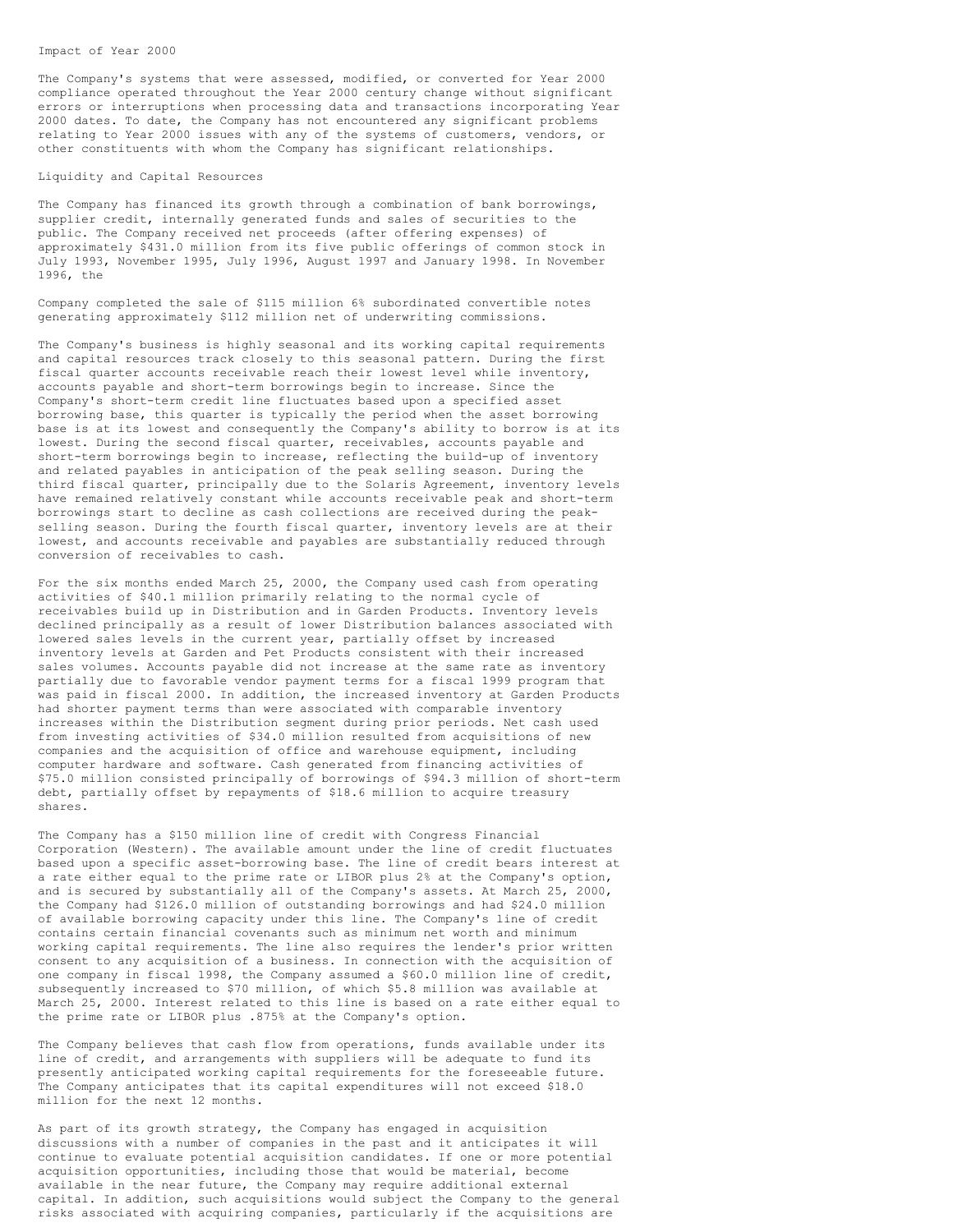Impact of Year 2000

The Company's systems that were assessed, modified, or converted for Year 2000 compliance operated throughout the Year 2000 century change without significant errors or interruptions when processing data and transactions incorporating Year 2000 dates. To date, the Company has not encountered any significant problems relating to Year 2000 issues with any of the systems of customers, vendors, or other constituents with whom the Company has significant relationships.

Liquidity and Capital Resources

The Company has financed its growth through a combination of bank borrowings, supplier credit, internally generated funds and sales of securities to the public. The Company received net proceeds (after offering expenses) of approximately $431.0 million from its five public offerings of common stock in July 1993, November 1995, July 1996, August 1997 and January 1998. In November 1996, the

Company completed the sale of $115 million 6% subordinated convertible notes generating approximately $112 million net of underwriting commissions.

The Company's business is highly seasonal and its working capital requirements and capital resources track closely to this seasonal pattern. During the first fiscal quarter accounts receivable reach their lowest level while inventory, accounts payable and short-term borrowings begin to increase. Since the Company's short-term credit line fluctuates based upon a specified asset borrowing base, this quarter is typically the period when the asset borrowing base is at its lowest and consequently the Company's ability to borrow is at its lowest. During the second fiscal quarter, receivables, accounts payable and short-term borrowings begin to increase, reflecting the build-up of inventory and related payables in anticipation of the peak selling season. During the third fiscal quarter, principally due to the Solaris Agreement, inventory levels have remained relatively constant while accounts receivable peak and short-term borrowings start to decline as cash collections are received during the peak-selling season. During the fourth fiscal quarter, inventory levels are at their lowest, and accounts receivable and payables are substantially reduced through conversion of receivables to cash.

For the six months ended March 25, 2000, the Company used cash from operating activities of $40.1 million primarily relating to the normal cycle of receivables build up in Distribution and in Garden Products. Inventory levels declined principally as a result of lower Distribution balances associated with lowered sales levels in the current year, partially offset by increased inventory levels at Garden and Pet Products consistent with their increased sales volumes. Accounts payable did not increase at the same rate as inventory partially due to favorable vendor payment terms for a fiscal 1999 program that was paid in fiscal 2000. In addition, the increased inventory at Garden Products had shorter payment terms than were associated with comparable inventory increases within the Distribution segment during prior periods. Net cash used from investing activities of $34.0 million resulted from acquisitions of new companies and the acquisition of office and warehouse equipment, including computer hardware and software. Cash generated from financing activities of $75.0 million consisted principally of borrowings of $94.3 million of short-term debt, partially offset by repayments of $18.6 million to acquire treasury shares.

The Company has a $150 million line of credit with Congress Financial Corporation (Western). The available amount under the line of credit fluctuates based upon a specific asset-borrowing base. The line of credit bears interest at a rate either equal to the prime rate or LIBOR plus 2% at the Company's option, and is secured by substantially all of the Company's assets. At March 25, 2000, the Company had $126.0 million of outstanding borrowings and had $24.0 million of available borrowing capacity under this line. The Company's line of credit contains certain financial covenants such as minimum net worth and minimum working capital requirements. The line also requires the lender's prior written consent to any acquisition of a business. In connection with the acquisition of one company in fiscal 1998, the Company assumed a $60.0 million line of credit, subsequently increased to $70 million, of which $5.8 million was available at March 25, 2000. Interest related to this line is based on a rate either equal to the prime rate or LIBOR plus .875% at the Company's option.

The Company believes that cash flow from operations, funds available under its line of credit, and arrangements with suppliers will be adequate to fund its presently anticipated working capital requirements for the foreseeable future. The Company anticipates that its capital expenditures will not exceed $18.0 million for the next 12 months.

As part of its growth strategy, the Company has engaged in acquisition discussions with a number of companies in the past and it anticipates it will continue to evaluate potential acquisition candidates. If one or more potential acquisition opportunities, including those that would be material, become available in the near future, the Company may require additional external capital. In addition, such acquisitions would subject the Company to the general risks associated with acquiring companies, particularly if the acquisitions are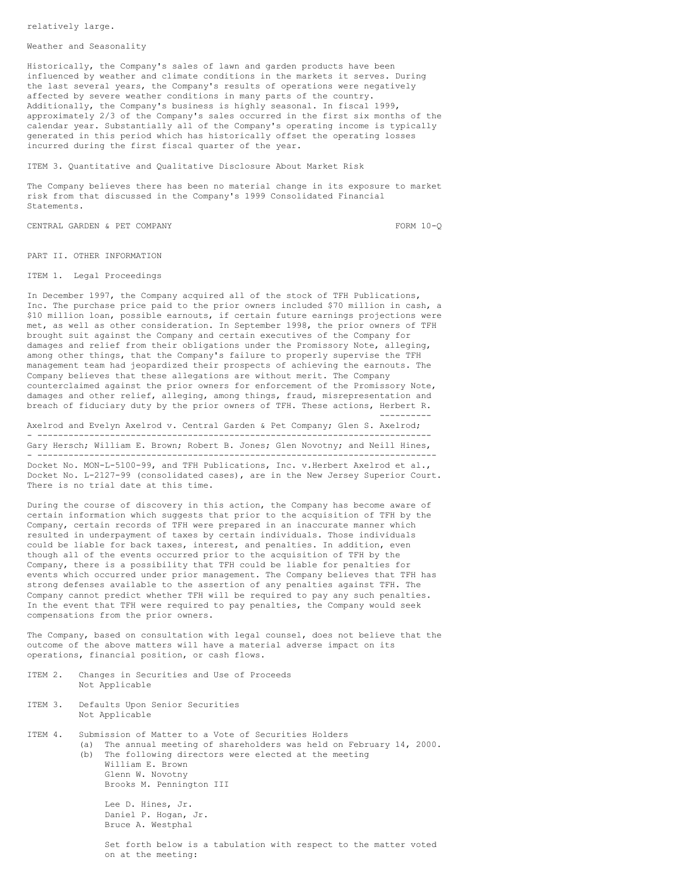relatively large.

Weather and Seasonality

Historically, the Company's sales of lawn and garden products have been influenced by weather and climate conditions in the markets it serves. During the last several years, the Company's results of operations were negatively affected by severe weather conditions in many parts of the country. Additionally, the Company's business is highly seasonal. In fiscal 1999, approximately 2/3 of the Company's sales occurred in the first six months of the calendar year. Substantially all of the Company's operating income is typically generated in this period which has historically offset the operating losses incurred during the first fiscal quarter of the year.

## ITEM 3. Quantitative and Qualitative Disclosure About Market Risk

The Company believes there has been no material change in its exposure to market risk from that discussed in the Company's 1999 Consolidated Financial Statements.

CENTRAL GARDEN & PET COMPANY FORM 10-Q

# PART II. OTHER INFORMATION

## ITEM 1. Legal Proceedings

In December 1997, the Company acquired all of the stock of TFH Publications, Inc. The purchase price paid to the prior owners included $70 million in cash, a $10 million loan, possible earnouts, if certain future earnings projections were met, as well as other consideration. In September 1998, the prior owners of TFH brought suit against the Company and certain executives of the Company for damages and relief from their obligations under the Promissory Note, alleging, among other things, that the Company's failure to properly supervise the TFH management team had jeopardized their prospects of achieving the earnouts. The Company believes that these allegations are without merit. The Company counterclaimed against the prior owners for enforcement of the Promissory Note, damages and other relief, alleging, among things, fraud, misrepresentation and breach of fiduciary duty by the prior owners of TFH. These actions, _Herbert R. Axelrod and Evelyn Axelrod v. Central Garden & Pet Company; Glen S. Axelrod; Gary Hersch; William E. Brown; Robert B. Jones; Glen Novotny; and Neill Hines,_ Docket No. MON-L-5100-99, and TFH Publications, Inc. v.Herbert Axelrod et al., Docket No. L-2127-99 (consolidated cases), are in the New Jersey Superior Court. There is no trial date at this time.

During the course of discovery in this action, the Company has become aware of certain information which suggests that prior to the acquisition of TFH by the Company, certain records of TFH were prepared in an inaccurate manner which resulted in underpayment of taxes by certain individuals. Those individuals could be liable for back taxes, interest, and penalties. In addition, even though all of the events occurred prior to the acquisition of TFH by the Company, there is a possibility that TFH could be liable for penalties for events which occurred under prior management. The Company believes that TFH has strong defenses available to the assertion of any penalties against TFH. The Company cannot predict whether TFH will be required to pay any such penalties. In the event that TFH were required to pay penalties, the Company would seek compensations from the prior owners.

The Company, based on consultation with legal counsel, does not believe that the outcome of the above matters will have a material adverse impact on its operations, financial position, or cash flows.

## ITEM 2. Changes in Securities and Use of Proceeds
Not Applicable

## ITEM 3. Defaults Upon Senior Securities
Not Applicable

## ITEM 4. Submission of Matter to a Vote of Securities Holders

(a) The annual meeting of shareholders was held on February 14, 2000.

(b) The following directors were elected at the meeting

William E. Brown
Glenn W. Novotny
Brooks M. Pennington III

Lee D. Hines, Jr.
Daniel P. Hogan, Jr.
Bruce A. Westphal

Set forth below is a tabulation with respect to the matter voted on at the meeting: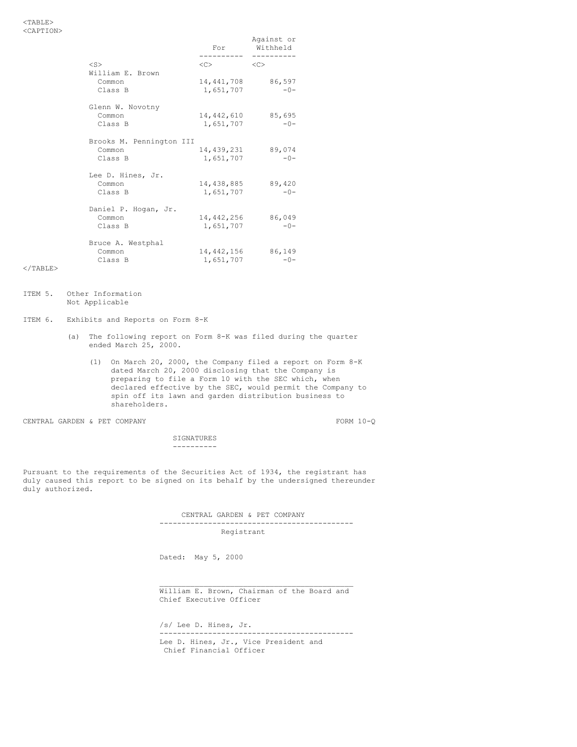| | For | Against or Withheld |
|---|---|---|
| William E. Brown | | |
| Common | 14,441,708 | 86,597 |
| Class B | 1,651,707 | -0- |
| Glenn W. Novotny | | |
| Common | 14,442,610 | 85,695 |
| Class B | 1,651,707 | -0- |
| Brooks M. Pennington III | | |
| Common | 14,439,231 | 89,074 |
| Class B | 1,651,707 | -0- |
| Lee D. Hines, Jr. | | |
| Common | 14,438,885 | 89,420 |
| Class B | 1,651,707 | -0- |
| Daniel P. Hogan, Jr. | | |
| Common | 14,442,256 | 86,049 |
| Class B | 1,651,707 | -0- |
| Bruce A. Westphal | | |
| Common | 14,442,156 | 86,149 |
| Class B | 1,651,707 | -0- |

ITEM 5. Other Information
Not Applicable

ITEM 6. Exhibits and Reports on Form 8-K

(a) The following report on Form 8-K was filed during the quarter ended March 25, 2000.

(1) On March 20, 2000, the Company filed a report on Form 8-K dated March 20, 2000 disclosing that the Company is preparing to file a Form 10 with the SEC which, when declared effective by the SEC, would permit the Company to spin off its lawn and garden distribution business to shareholders.

CENTRAL GARDEN & PET COMPANY FORM 10-Q

## SIGNATURES

Pursuant to the requirements of the Securities Act of 1934, the registrant has duly caused this report to be signed on its behalf by the undersigned thereunder duly authorized.

CENTRAL GARDEN & PET COMPANY

Registrant

Dated: May 5, 2000

William E. Brown, Chairman of the Board and Chief Executive Officer

/s/ Lee D. Hines, Jr.

Lee D. Hines, Jr., Vice President and Chief Financial Officer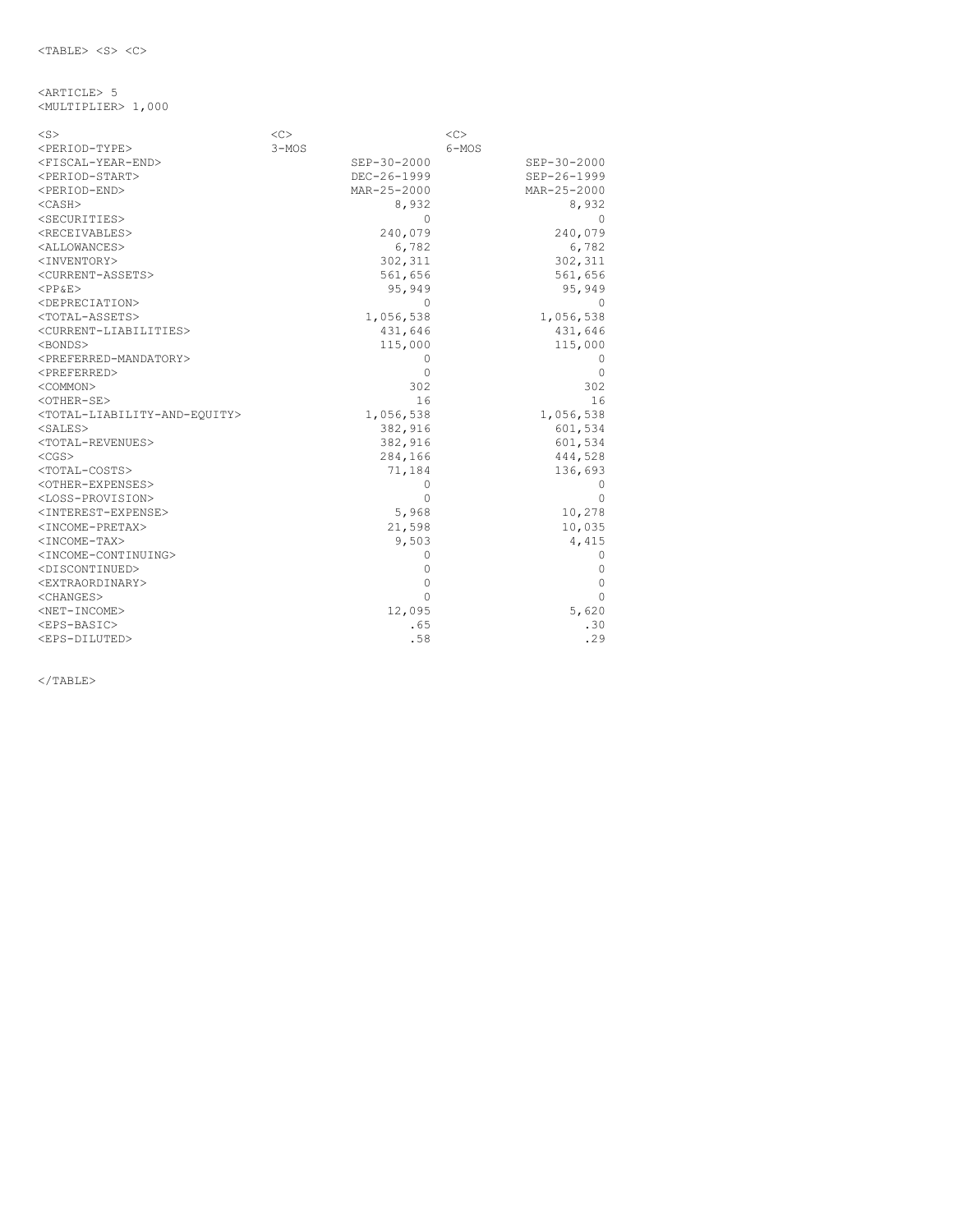<TABLE> <S> <C>

<ARTICLE> 5
<MULTIPLIER> 1,000

| <S> | <C> | <C> |
|---|---|---|
| <PERIOD-TYPE> | 3-MOS | 6-MOS |
| <FISCAL-YEAR-END> | SEP-30-2000 | SEP-30-2000 |
| <PERIOD-START> | DEC-26-1999 | SEP-26-1999 |
| <PERIOD-END> | MAR-25-2000 | MAR-25-2000 |
| <CASH> | 8,932 | 8,932 |
| <SECURITIES> | 0 | 0 |
| <RECEIVABLES> | 240,079 | 240,079 |
| <ALLOWANCES> | 6,782 | 6,782 |
| <INVENTORY> | 302,311 | 302,311 |
| <CURRENT-ASSETS> | 561,656 | 561,656 |
| <PP&E> | 95,949 | 95,949 |
| <DEPRECIATION> | 0 | 0 |
| <TOTAL-ASSETS> | 1,056,538 | 1,056,538 |
| <CURRENT-LIABILITIES> | 431,646 | 431,646 |
| <BONDS> | 115,000 | 115,000 |
| <PREFERRED-MANDATORY> | 0 | 0 |
| <PREFERRED> | 0 | 0 |
| <COMMON> | 302 | 302 |
| <OTHER-SE> | 16 | 16 |
| <TOTAL-LIABILITY-AND-EQUITY> | 1,056,538 | 1,056,538 |
| <SALES> | 382,916 | 601,534 |
| <TOTAL-REVENUES> | 382,916 | 601,534 |
| <CGS> | 284,166 | 444,528 |
| <TOTAL-COSTS> | 71,184 | 136,693 |
| <OTHER-EXPENSES> | 0 | 0 |
| <LOSS-PROVISION> | 0 | 0 |
| <INTEREST-EXPENSE> | 5,968 | 10,278 |
| <INCOME-PRETAX> | 21,598 | 10,035 |
| <INCOME-TAX> | 9,503 | 4,415 |
| <INCOME-CONTINUING> | 0 | 0 |
| <DISCONTINUED> | 0 | 0 |
| <EXTRAORDINARY> | 0 | 0 |
| <CHANGES> | 0 | 0 |
| <NET-INCOME> | 12,095 | 5,620 |
| <EPS-BASIC> | .65 | .30 |
| <EPS-DILUTED> | .58 | .29 |

</TABLE>